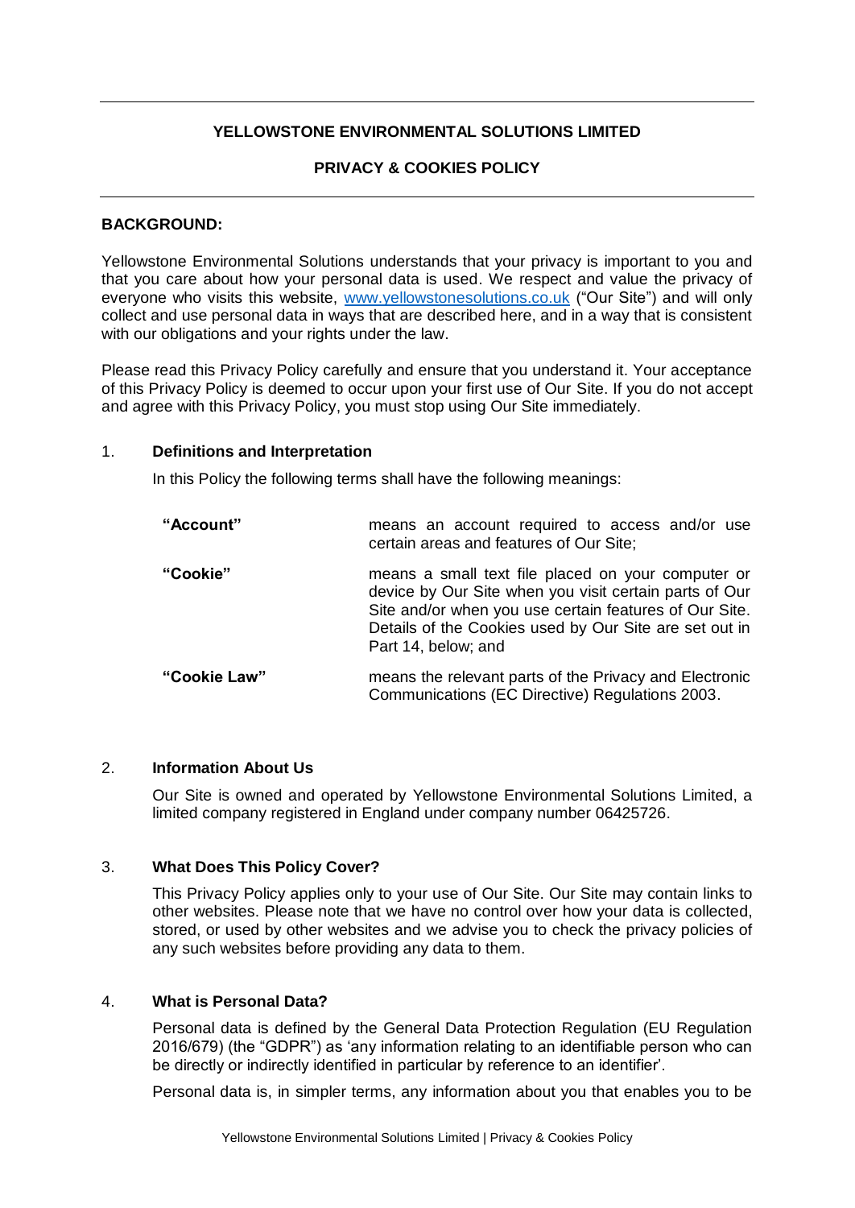# YELLOWSTONE ENVIRONMENTAL SOLUTIONS LIMITED

## PRIVACY & COOKIES POLICY

**BACKGROUND:**

Yellowstone Environmental Solutions understands that your privacy is important to you and that you care about how your personal data is used. We respect and value the privacy of everyone who visits this website, [www.yellowstonesolutions.co.uk](http://www.yellowstonesolutions.co.uk) ("Our Site") and will only collect and use personal data in ways that are described here, and in a way that is consistent with our obligations and your rights under the law.

Please read this Privacy Policy carefully and ensure that you understand it. Your acceptance of this Privacy Policy is deemed to occur upon your first use of Our Site. If you do not accept and agree with this Privacy Policy, you must stop using Our Site immediately.

### 1. Definitions and Interpretation

In this Policy the following terms shall have the following meanings:

| | |
|---|---|
| **"Account"** | means an account required to access and/or use certain areas and features of Our Site; |
| **"Cookie"** | means a small text file placed on your computer or device by Our Site when you visit certain parts of Our Site and/or when you use certain features of Our Site. Details of the Cookies used by Our Site are set out in Part 14, below; and |
| **"Cookie Law"** | means the relevant parts of the Privacy and Electronic Communications (EC Directive) Regulations 2003. |

### 2. Information About Us

Our Site is owned and operated by Yellowstone Environmental Solutions Limited, a limited company registered in England under company number 06425726.

### 3. What Does This Policy Cover?

This Privacy Policy applies only to your use of Our Site. Our Site may contain links to other websites. Please note that we have no control over how your data is collected, stored, or used by other websites and we advise you to check the privacy policies of any such websites before providing any data to them.

### 4. What is Personal Data?

Personal data is defined by the General Data Protection Regulation (EU Regulation 2016/679) (the "GDPR") as 'any information relating to an identifiable person who can be directly or indirectly identified in particular by reference to an identifier'.

Personal data is, in simpler terms, any information about you that enables you to be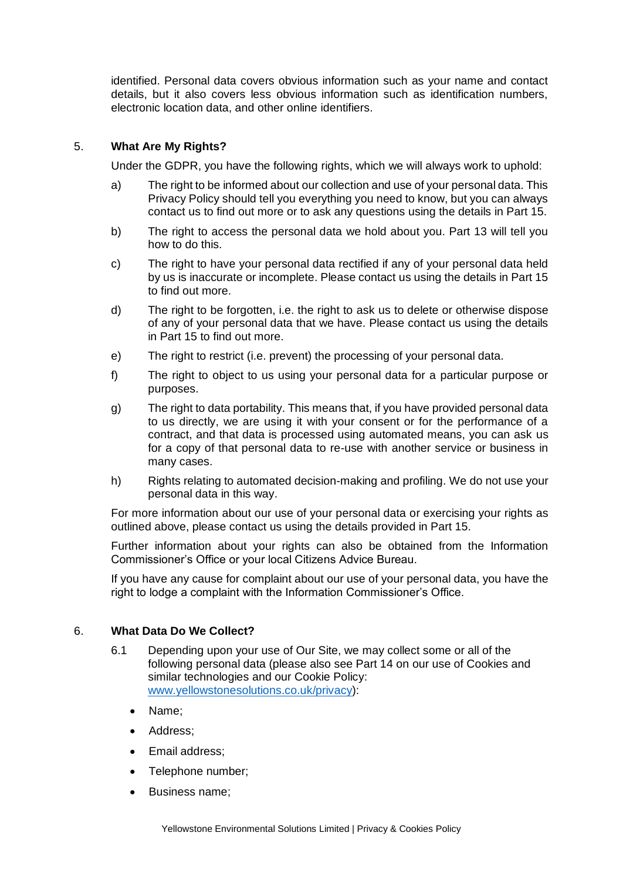identified. Personal data covers obvious information such as your name and contact details, but it also covers less obvious information such as identification numbers, electronic location data, and other online identifiers.

## 5. What Are My Rights?

Under the GDPR, you have the following rights, which we will always work to uphold:

a) The right to be informed about our collection and use of your personal data. This Privacy Policy should tell you everything you need to know, but you can always contact us to find out more or to ask any questions using the details in Part 15.

b) The right to access the personal data we hold about you. Part 13 will tell you how to do this.

c) The right to have your personal data rectified if any of your personal data held by us is inaccurate or incomplete. Please contact us using the details in Part 15 to find out more.

d) The right to be forgotten, i.e. the right to ask us to delete or otherwise dispose of any of your personal data that we have. Please contact us using the details in Part 15 to find out more.

e) The right to restrict (i.e. prevent) the processing of your personal data.

f) The right to object to us using your personal data for a particular purpose or purposes.

g) The right to data portability. This means that, if you have provided personal data to us directly, we are using it with your consent or for the performance of a contract, and that data is processed using automated means, you can ask us for a copy of that personal data to re-use with another service or business in many cases.

h) Rights relating to automated decision-making and profiling. We do not use your personal data in this way.

For more information about our use of your personal data or exercising your rights as outlined above, please contact us using the details provided in Part 15.

Further information about your rights can also be obtained from the Information Commissioner's Office or your local Citizens Advice Bureau.

If you have any cause for complaint about our use of your personal data, you have the right to lodge a complaint with the Information Commissioner's Office.

## 6. What Data Do We Collect?

6.1 Depending upon your use of Our Site, we may collect some or all of the following personal data (please also see Part 14 on our use of Cookies and similar technologies and our Cookie Policy: [www.yellowstonesolutions.co.uk/privacy](www.yellowstonesolutions.co.uk/privacy)):

- Name;
- Address;
- Email address;
- Telephone number;
- Business name;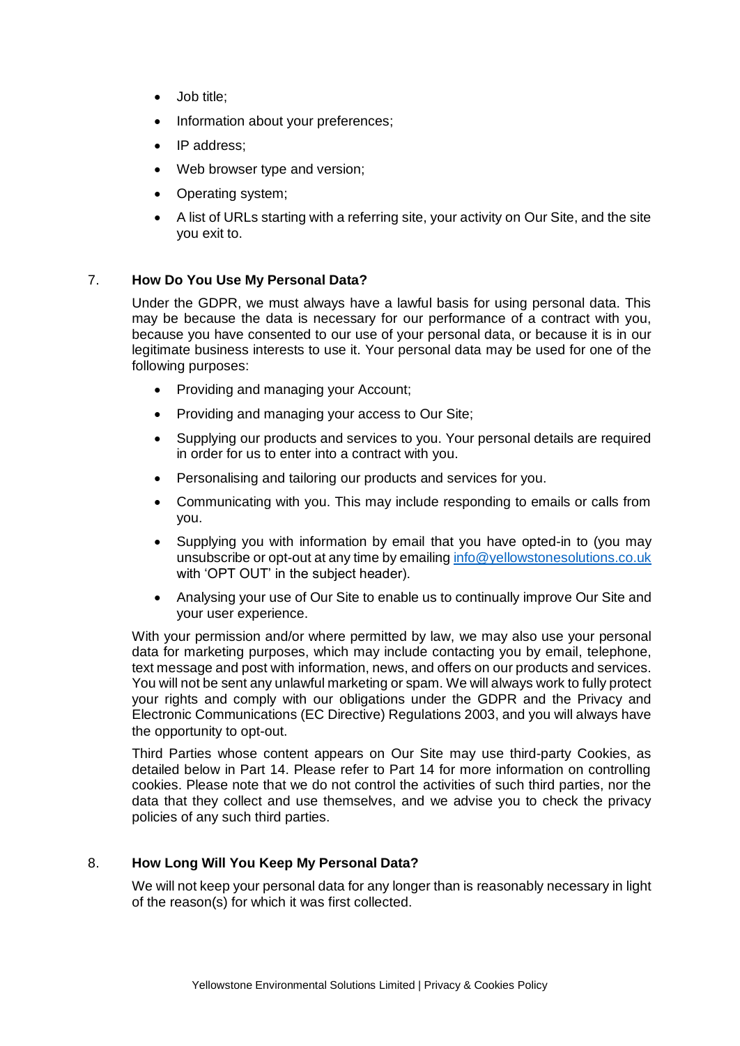- Job title;
- Information about your preferences;
- IP address;
- Web browser type and version;
- Operating system;
- A list of URLs starting with a referring site, your activity on Our Site, and the site you exit to.

7. **How Do You Use My Personal Data?**

Under the GDPR, we must always have a lawful basis for using personal data. This may be because the data is necessary for our performance of a contract with you, because you have consented to our use of your personal data, or because it is in our legitimate business interests to use it. Your personal data may be used for one of the following purposes:

- Providing and managing your Account;
- Providing and managing your access to Our Site;
- Supplying our products and services to you. Your personal details are required in order for us to enter into a contract with you.
- Personalising and tailoring our products and services for you.
- Communicating with you. This may include responding to emails or calls from you.
- Supplying you with information by email that you have opted-in to (you may unsubscribe or opt-out at any time by emailing [info@yellowstonesolutions.co.uk](mailto:info@yellowstonesolutions.co.uk) with 'OPT OUT' in the subject header).
- Analysing your use of Our Site to enable us to continually improve Our Site and your user experience.

With your permission and/or where permitted by law, we may also use your personal data for marketing purposes, which may include contacting you by email, telephone, text message and post with information, news, and offers on our products and services. You will not be sent any unlawful marketing or spam. We will always work to fully protect your rights and comply with our obligations under the GDPR and the Privacy and Electronic Communications (EC Directive) Regulations 2003, and you will always have the opportunity to opt-out.

Third Parties whose content appears on Our Site may use third-party Cookies, as detailed below in Part 14. Please refer to Part 14 for more information on controlling cookies. Please note that we do not control the activities of such third parties, nor the data that they collect and use themselves, and we advise you to check the privacy policies of any such third parties.

8. **How Long Will You Keep My Personal Data?**

We will not keep your personal data for any longer than is reasonably necessary in light of the reason(s) for which it was first collected.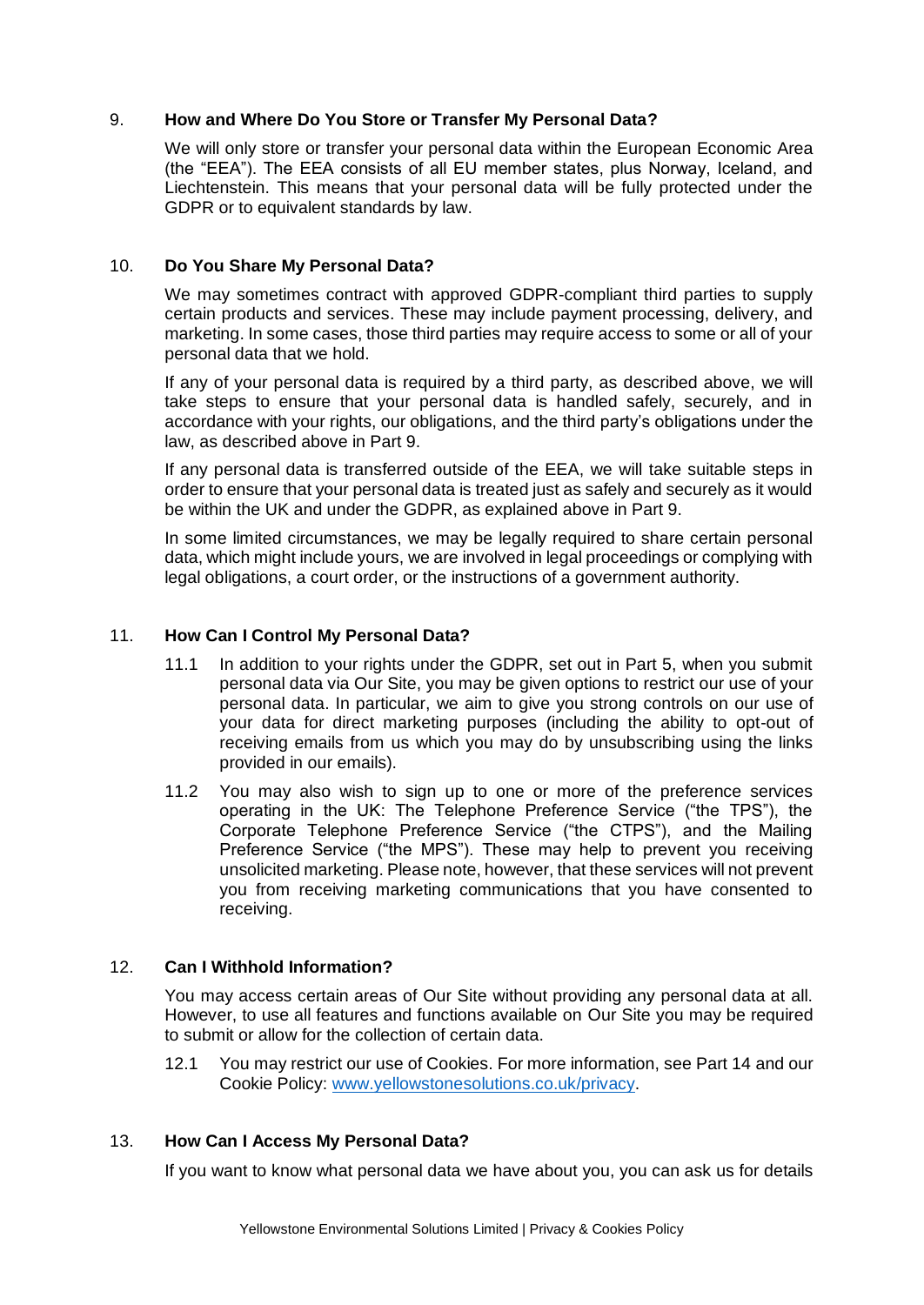## 9. How and Where Do You Store or Transfer My Personal Data?

We will only store or transfer your personal data within the European Economic Area (the "EEA"). The EEA consists of all EU member states, plus Norway, Iceland, and Liechtenstein. This means that your personal data will be fully protected under the GDPR or to equivalent standards by law.

## 10. Do You Share My Personal Data?

We may sometimes contract with approved GDPR-compliant third parties to supply certain products and services. These may include payment processing, delivery, and marketing. In some cases, those third parties may require access to some or all of your personal data that we hold.

If any of your personal data is required by a third party, as described above, we will take steps to ensure that your personal data is handled safely, securely, and in accordance with your rights, our obligations, and the third party's obligations under the law, as described above in Part 9.

If any personal data is transferred outside of the EEA, we will take suitable steps in order to ensure that your personal data is treated just as safely and securely as it would be within the UK and under the GDPR, as explained above in Part 9.

In some limited circumstances, we may be legally required to share certain personal data, which might include yours, we are involved in legal proceedings or complying with legal obligations, a court order, or the instructions of a government authority.

## 11. How Can I Control My Personal Data?

11.1 In addition to your rights under the GDPR, set out in Part 5, when you submit personal data via Our Site, you may be given options to restrict our use of your personal data. In particular, we aim to give you strong controls on our use of your data for direct marketing purposes (including the ability to opt-out of receiving emails from us which you may do by unsubscribing using the links provided in our emails).

11.2 You may also wish to sign up to one or more of the preference services operating in the UK: The Telephone Preference Service ("the TPS"), the Corporate Telephone Preference Service ("the CTPS"), and the Mailing Preference Service ("the MPS"). These may help to prevent you receiving unsolicited marketing. Please note, however, that these services will not prevent you from receiving marketing communications that you have consented to receiving.

## 12. Can I Withhold Information?

You may access certain areas of Our Site without providing any personal data at all. However, to use all features and functions available on Our Site you may be required to submit or allow for the collection of certain data.

12.1 You may restrict our use of Cookies. For more information, see Part 14 and our Cookie Policy: [www.yellowstonesolutions.co.uk/privacy](http://www.yellowstonesolutions.co.uk/privacy).

## 13. How Can I Access My Personal Data?

If you want to know what personal data we have about you, you can ask us for details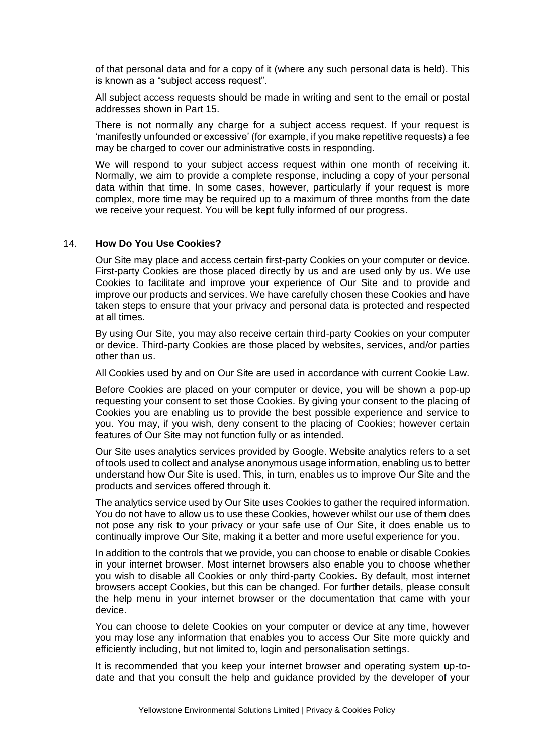of that personal data and for a copy of it (where any such personal data is held). This is known as a "subject access request".

All subject access requests should be made in writing and sent to the email or postal addresses shown in Part 15.

There is not normally any charge for a subject access request. If your request is 'manifestly unfounded or excessive' (for example, if you make repetitive requests) a fee may be charged to cover our administrative costs in responding.

We will respond to your subject access request within one month of receiving it. Normally, we aim to provide a complete response, including a copy of your personal data within that time. In some cases, however, particularly if your request is more complex, more time may be required up to a maximum of three months from the date we receive your request. You will be kept fully informed of our progress.

## 14. **How Do You Use Cookies?**

Our Site may place and access certain first-party Cookies on your computer or device. First-party Cookies are those placed directly by us and are used only by us. We use Cookies to facilitate and improve your experience of Our Site and to provide and improve our products and services. We have carefully chosen these Cookies and have taken steps to ensure that your privacy and personal data is protected and respected at all times.

By using Our Site, you may also receive certain third-party Cookies on your computer or device. Third-party Cookies are those placed by websites, services, and/or parties other than us.

All Cookies used by and on Our Site are used in accordance with current Cookie Law.

Before Cookies are placed on your computer or device, you will be shown a pop-up requesting your consent to set those Cookies. By giving your consent to the placing of Cookies you are enabling us to provide the best possible experience and service to you. You may, if you wish, deny consent to the placing of Cookies; however certain features of Our Site may not function fully or as intended.

Our Site uses analytics services provided by Google. Website analytics refers to a set of tools used to collect and analyse anonymous usage information, enabling us to better understand how Our Site is used. This, in turn, enables us to improve Our Site and the products and services offered through it.

The analytics service used by Our Site uses Cookies to gather the required information. You do not have to allow us to use these Cookies, however whilst our use of them does not pose any risk to your privacy or your safe use of Our Site, it does enable us to continually improve Our Site, making it a better and more useful experience for you.

In addition to the controls that we provide, you can choose to enable or disable Cookies in your internet browser. Most internet browsers also enable you to choose whether you wish to disable all Cookies or only third-party Cookies. By default, most internet browsers accept Cookies, but this can be changed. For further details, please consult the help menu in your internet browser or the documentation that came with your device.

You can choose to delete Cookies on your computer or device at any time, however you may lose any information that enables you to access Our Site more quickly and efficiently including, but not limited to, login and personalisation settings.

It is recommended that you keep your internet browser and operating system up-to-date and that you consult the help and guidance provided by the developer of your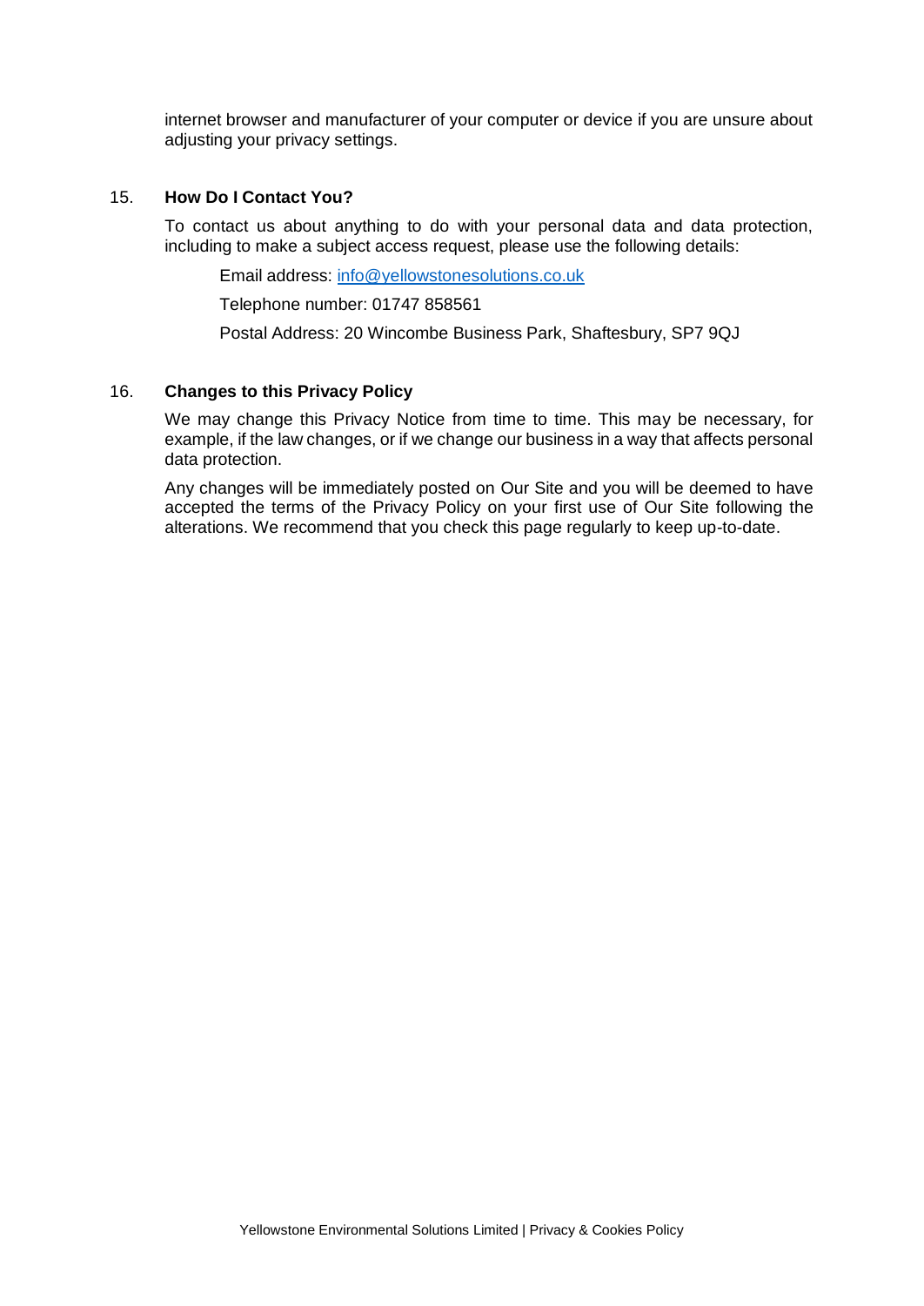internet browser and manufacturer of your computer or device if you are unsure about adjusting your privacy settings.

## 15. How Do I Contact You?

To contact us about anything to do with your personal data and data protection, including to make a subject access request, please use the following details:

Email address: info@yellowstonesolutions.co.uk

Telephone number: 01747 858561

Postal Address: 20 Wincombe Business Park, Shaftesbury, SP7 9QJ

## 16. Changes to this Privacy Policy

We may change this Privacy Notice from time to time. This may be necessary, for example, if the law changes, or if we change our business in a way that affects personal data protection.

Any changes will be immediately posted on Our Site and you will be deemed to have accepted the terms of the Privacy Policy on your first use of Our Site following the alterations. We recommend that you check this page regularly to keep up-to-date.